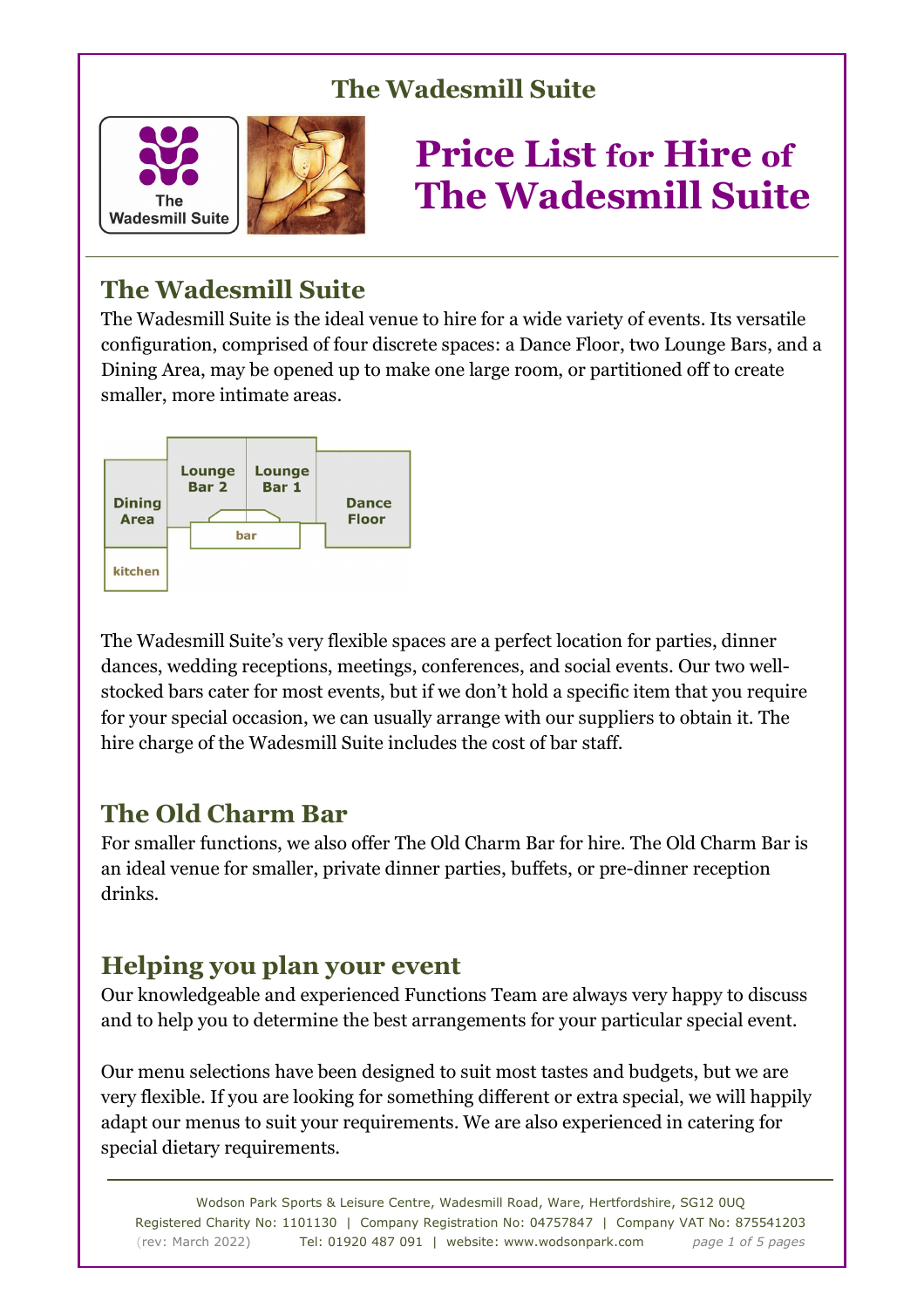The Wadesmill Suite

# Price List for Hire of The Wadesmill Suite

## The Wadesmill Suite

The Wadesmill Suite is the ideal venue to hire for a wide variety of events. Its versatile configuration, comprised of four discrete spaces: a Dance Floor, two Lounge Bars, and a Dining Area, may be opened up to make one large room, or partitioned off to create smaller, more intimate areas.

The Wadesmill Suite's very flexible spaces are a perfect location for parties, dinner dances, wedding receptions, meetings, conferences, and social events. Our two well-stocked bars cater for most events, but if we don't hold a specific item that you require for your special occasion, we can usually arrange with our suppliers to obtain it. The hire charge of the Wadesmill Suite includes the cost of bar staff.

## The Old Charm Bar

For smaller functions, we also offer The Old Charm Bar for hire. The Old Charm Bar is an ideal venue for smaller, private dinner parties, buffets, or pre-dinner reception drinks.

## Helping you plan your event

Our knowledgeable and experienced Functions Team are always very happy to discuss and to help you to determine the best arrangements for your particular special event.

Our menu selections have been designed to suit most tastes and budgets, but we are very flexible. If you are looking for something different or extra special, we will happily adapt our menus to suit your requirements. We are also experienced in catering for special dietary requirements.

Wodson Park Sports & Leisure Centre, Wadesmill Road, Ware, Hertfordshire, SG12 0UQ
Registered Charity No: 1101130 | Company Registration No: 04757847 | Company VAT No: 875541203
(rev: March 2022) Tel: 01920 487 091 | website: www.wodsonpark.com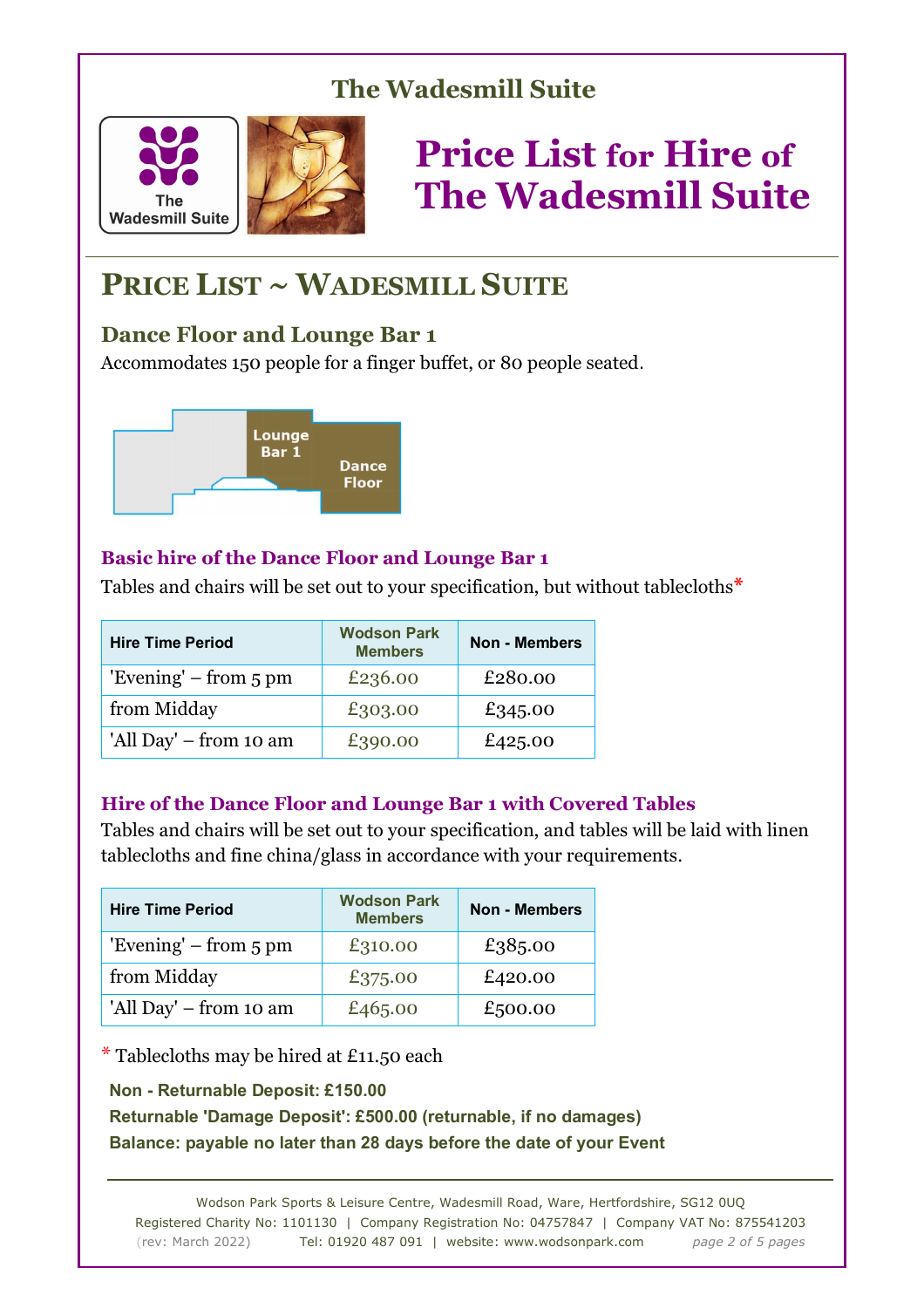# The Wadesmill Suite

# Price List for Hire of The Wadesmill Suite

## PRICE LIST ~ WADESMILL SUITE

### Dance Floor and Lounge Bar 1

Accommodates 150 people for a finger buffet, or 80 people seated.

Lounge Bar 1

Dance Floor

#### Basic hire of the Dance Floor and Lounge Bar 1

Tables and chairs will be set out to your specification, but without tablecloths*

| Hire Time Period | Wodson Park Members | Non - Members |
|---|---|---|
| 'Evening' – from 5 pm | £236.00 | £280.00 |
| from Midday | £303.00 | £345.00 |
| 'All Day' – from 10 am | £390.00 | £425.00 |

#### Hire of the Dance Floor and Lounge Bar 1 with Covered Tables

Tables and chairs will be set out to your specification, and tables will be laid with linen tablecloths and fine china/glass in accordance with your requirements.

| Hire Time Period | Wodson Park Members | Non - Members |
|---|---|---|
| 'Evening' – from 5 pm | £310.00 | £385.00 |
| from Midday | £375.00 | £420.00 |
| 'All Day' – from 10 am | £465.00 | £500.00 |

* Tablecloths may be hired at £11.50 each

**Non - Returnable Deposit: £150.00**
**Returnable 'Damage Deposit': £500.00 (returnable, if no damages)**
**Balance: payable no later than 28 days before the date of your Event**

Wodson Park Sports & Leisure Centre, Wadesmill Road, Ware, Hertfordshire, SG12 0UQ
Registered Charity No: 1101130 | Company Registration No: 04757847 | Company VAT No: 875541203
(rev: March 2022) Tel: 01920 487 091 | website: www.wodsonpark.com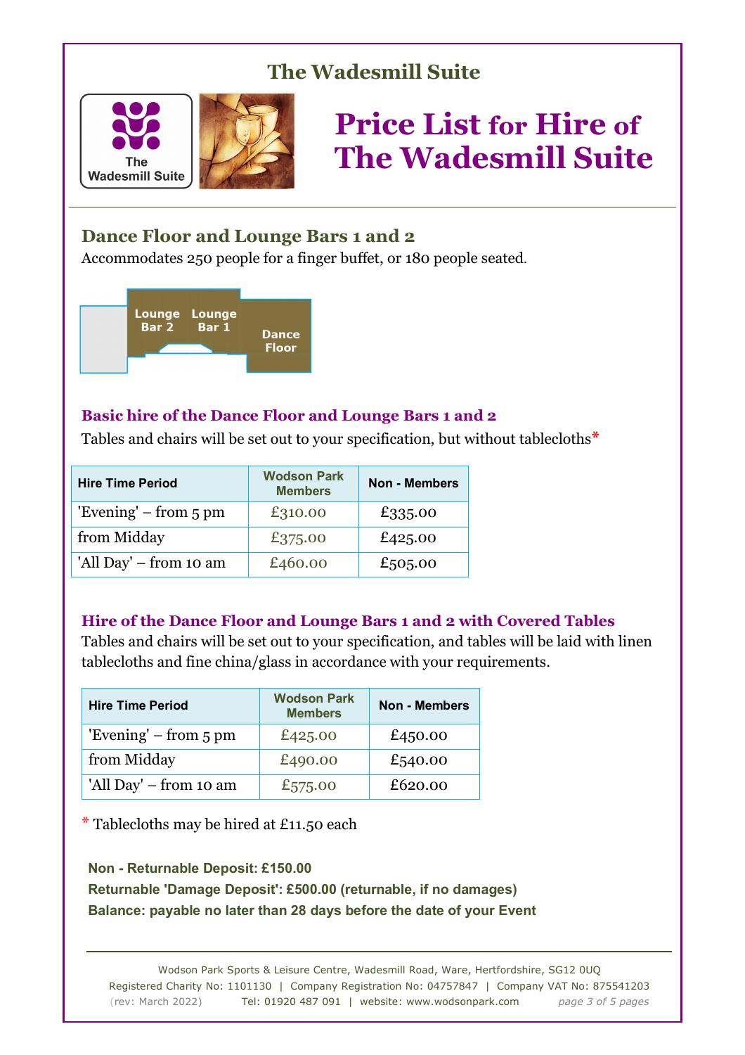## The Wadesmill Suite

# Price List for Hire of The Wadesmill Suite

## Dance Floor and Lounge Bars 1 and 2

Accommodates 250 people for a finger buffet, or 180 people seated.

Lounge Bar 2 | Lounge Bar 1 | Dance Floor

### Basic hire of the Dance Floor and Lounge Bars 1 and 2

Tables and chairs will be set out to your specification, but without tablecloths*

| Hire Time Period | Wodson Park Members | Non - Members |
|---|---|---|
| 'Evening' – from 5 pm | £310.00 | £335.00 |
| from Midday | £375.00 | £425.00 |
| 'All Day' – from 10 am | £460.00 | £505.00 |

### Hire of the Dance Floor and Lounge Bars 1 and 2 with Covered Tables

Tables and chairs will be set out to your specification, and tables will be laid with linen tablecloths and fine china/glass in accordance with your requirements.

| Hire Time Period | Wodson Park Members | Non - Members |
|---|---|---|
| 'Evening' – from 5 pm | £425.00 | £450.00 |
| from Midday | £490.00 | £540.00 |
| 'All Day' – from 10 am | £575.00 | £620.00 |

* Tablecloths may be hired at £11.50 each

**Non - Returnable Deposit: £150.00**
**Returnable 'Damage Deposit': £500.00 (returnable, if no damages)**
**Balance: payable no later than 28 days before the date of your Event**

Wodson Park Sports & Leisure Centre, Wadesmill Road, Ware, Hertfordshire, SG12 0UQ
Registered Charity No: 1101130 | Company Registration No: 04757847 | Company VAT No: 875541203
(rev: March 2022) Tel: 01920 487 091 | website: www.wodsonpark.com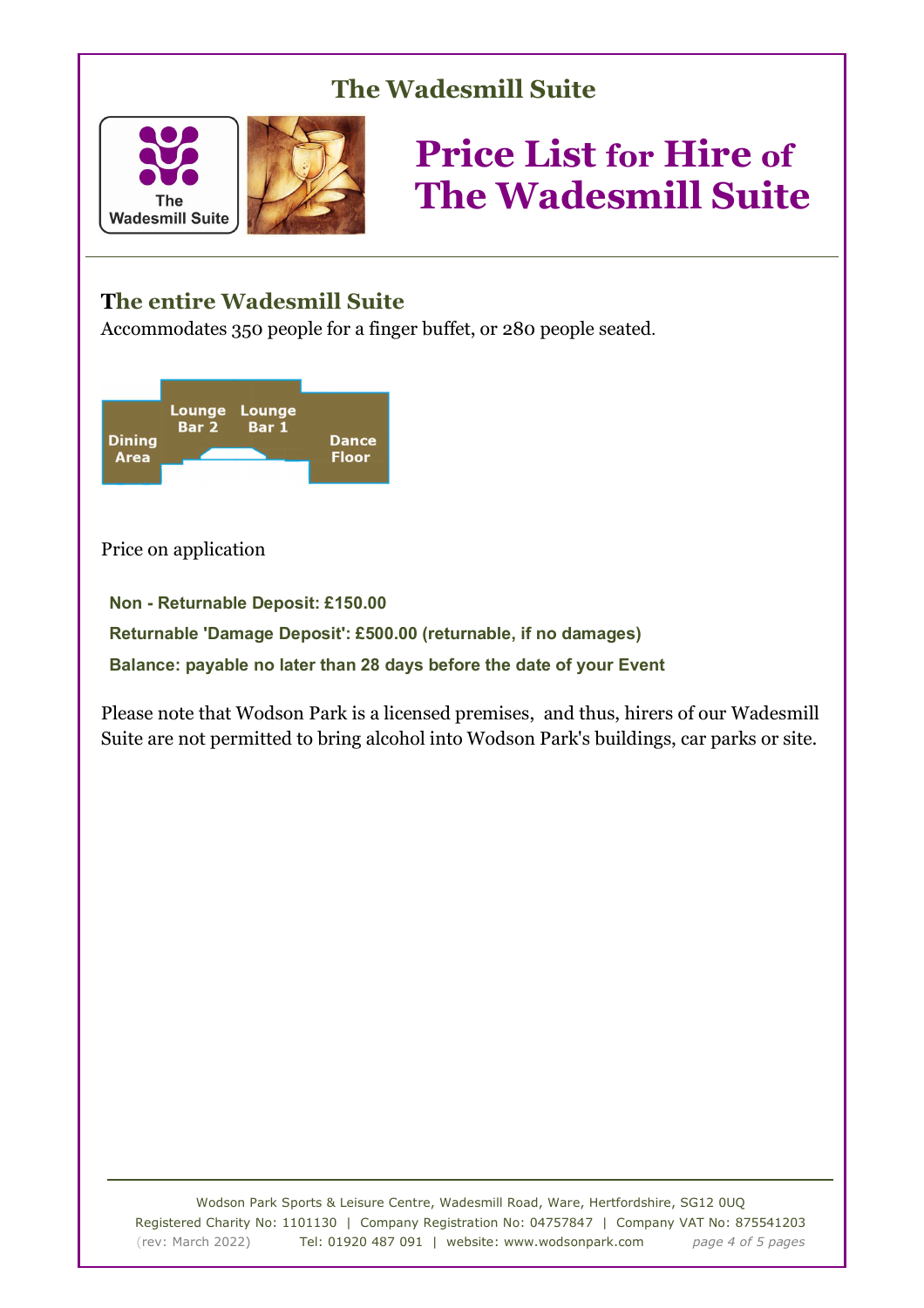# The Wadesmill Suite

The Wadesmill Suite

## Price List for Hire of The Wadesmill Suite

### The entire Wadesmill Suite

Accommodates 350 people for a finger buffet, or 280 people seated.

Dining Area | Lounge Bar 2 | Lounge Bar 1 | Dance Floor

Price on application

**Non - Returnable Deposit: £150.00**

**Returnable 'Damage Deposit': £500.00 (returnable, if no damages)**

**Balance: payable no later than 28 days before the date of your Event**

Please note that Wodson Park is a licensed premises, and thus, hirers of our Wadesmill Suite are not permitted to bring alcohol into Wodson Park's buildings, car parks or site.

Wodson Park Sports & Leisure Centre, Wadesmill Road, Ware, Hertfordshire, SG12 0UQ
Registered Charity No: 1101130 | Company Registration No: 04757847 | Company VAT No: 875541203
(rev: March 2022) Tel: 01920 487 091 | website: www.wodsonpark.com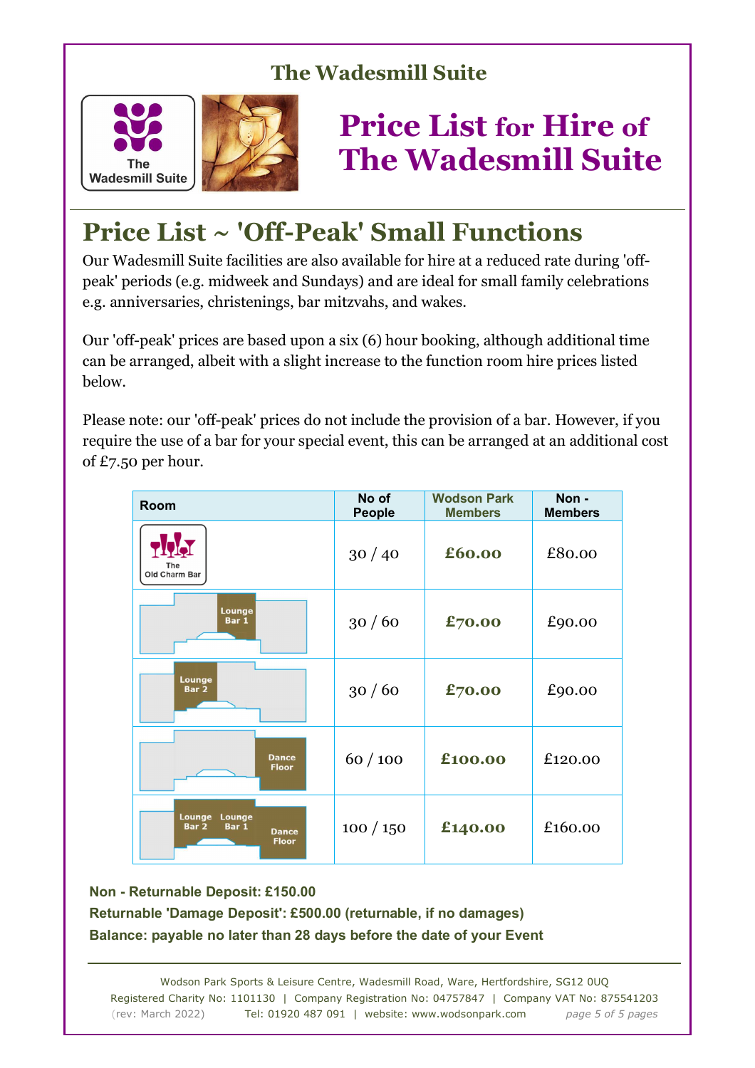# The Wadesmill Suite

# Price List for Hire of The Wadesmill Suite

## Price List ~ 'Off-Peak' Small Functions

Our Wadesmill Suite facilities are also available for hire at a reduced rate during 'off-peak' periods (e.g. midweek and Sundays) and are ideal for small family celebrations e.g. anniversaries, christenings, bar mitzvahs, and wakes.

Our 'off-peak' prices are based upon a six (6) hour booking, although additional time can be arranged, albeit with a slight increase to the function room hire prices listed below.

Please note: our 'off-peak' prices do not include the provision of a bar. However, if you require the use of a bar for your special event, this can be arranged at an additional cost of £7.50 per hour.

| Room | No of People | Wodson Park Members | Non - Members |
|---|---|---|---|
| The Old Charm Bar | 30 / 40 | **£60.00** | £80.00 |
| Lounge Bar 1 | 30 / 60 | **£70.00** | £90.00 |
| Lounge Bar 2 | 30 / 60 | **£70.00** | £90.00 |
| Dance Floor | 60 / 100 | **£100.00** | £120.00 |
| Lounge Bar 2, Lounge Bar 1, Dance Floor | 100 / 150 | **£140.00** | £160.00 |

**Non - Returnable Deposit: £150.00**
**Returnable 'Damage Deposit': £500.00 (returnable, if no damages)**
**Balance: payable no later than 28 days before the date of your Event**

Wodson Park Sports & Leisure Centre, Wadesmill Road, Ware, Hertfordshire, SG12 0UQ
Registered Charity No: 1101130 | Company Registration No: 04757847 | Company VAT No: 875541203
(rev: March 2022) Tel: 01920 487 091 | website: www.wodsonpark.com